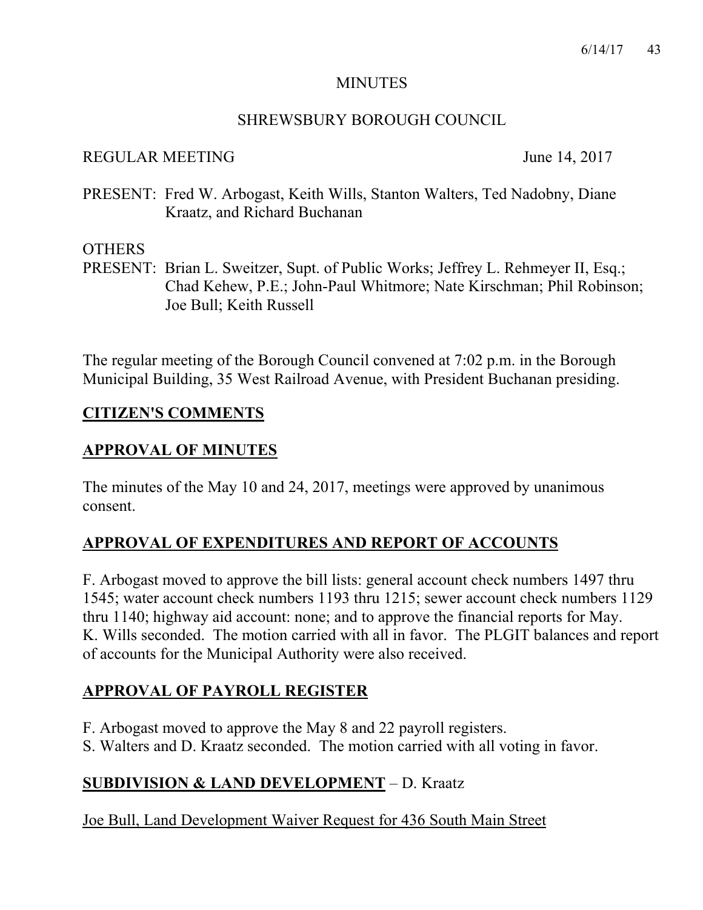# MINUTES

## SHREWSBURY BOROUGH COUNCIL

REGULAR MEETING June 14, 2017

PRESENT: Fred W. Arbogast, Keith Wills, Stanton Walters, Ted Nadobny, Diane Kraatz, and Richard Buchanan

OTHERS
PRESENT: Brian L. Sweitzer, Supt. of Public Works; Jeffrey L. Rehmeyer II, Esq.; Chad Kehew, P.E.; John-Paul Whitmore; Nate Kirschman; Phil Robinson; Joe Bull; Keith Russell

The regular meeting of the Borough Council convened at 7:02 p.m. in the Borough Municipal Building, 35 West Railroad Avenue, with President Buchanan presiding.

**CITIZEN'S COMMENTS**

**APPROVAL OF MINUTES**

The minutes of the May 10 and 24, 2017, meetings were approved by unanimous consent.

**APPROVAL OF EXPENDITURES AND REPORT OF ACCOUNTS**

F. Arbogast moved to approve the bill lists: general account check numbers 1497 thru 1545; water account check numbers 1193 thru 1215; sewer account check numbers 1129 thru 1140; highway aid account: none; and to approve the financial reports for May. K. Wills seconded. The motion carried with all in favor. The PLGIT balances and report of accounts for the Municipal Authority were also received.

**APPROVAL OF PAYROLL REGISTER**

F. Arbogast moved to approve the May 8 and 22 payroll registers.
S. Walters and D. Kraatz seconded. The motion carried with all voting in favor.

**SUBDIVISION & LAND DEVELOPMENT** – D. Kraatz

Joe Bull, Land Development Waiver Request for 436 South Main Street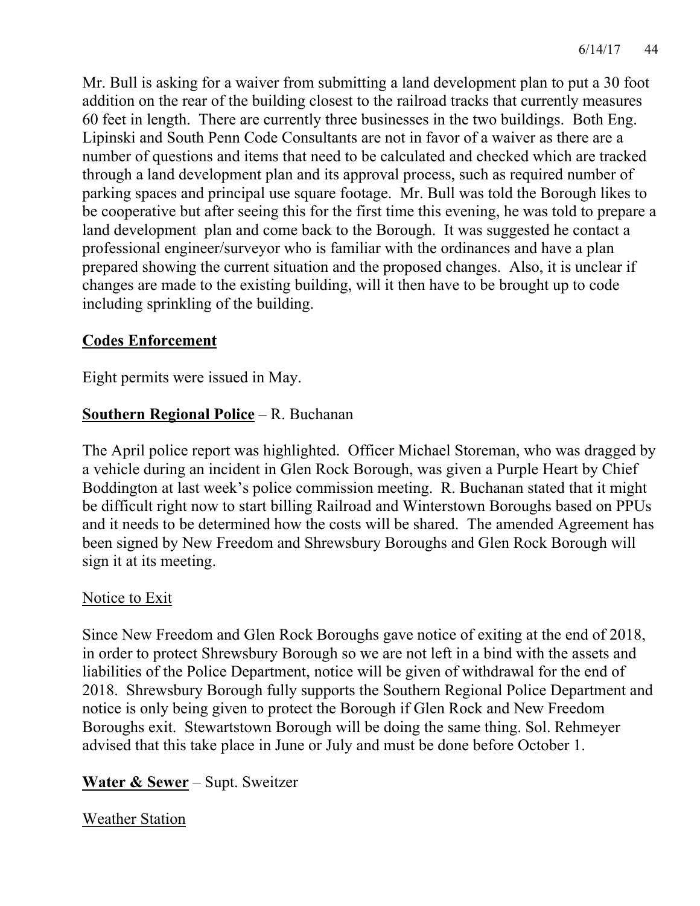Mr. Bull is asking for a waiver from submitting a land development plan to put a 30 foot addition on the rear of the building closest to the railroad tracks that currently measures 60 feet in length. There are currently three businesses in the two buildings. Both Eng. Lipinski and South Penn Code Consultants are not in favor of a waiver as there are a number of questions and items that need to be calculated and checked which are tracked through a land development plan and its approval process, such as required number of parking spaces and principal use square footage. Mr. Bull was told the Borough likes to be cooperative but after seeing this for the first time this evening, he was told to prepare a land development plan and come back to the Borough. It was suggested he contact a professional engineer/surveyor who is familiar with the ordinances and have a plan prepared showing the current situation and the proposed changes. Also, it is unclear if changes are made to the existing building, will it then have to be brought up to code including sprinkling of the building.

## Codes Enforcement

Eight permits were issued in May.

## Southern Regional Police – R. Buchanan

The April police report was highlighted. Officer Michael Storeman, who was dragged by a vehicle during an incident in Glen Rock Borough, was given a Purple Heart by Chief Boddington at last week's police commission meeting. R. Buchanan stated that it might be difficult right now to start billing Railroad and Winterstown Boroughs based on PPUs and it needs to be determined how the costs will be shared. The amended Agreement has been signed by New Freedom and Shrewsbury Boroughs and Glen Rock Borough will sign it at its meeting.

### Notice to Exit

Since New Freedom and Glen Rock Boroughs gave notice of exiting at the end of 2018, in order to protect Shrewsbury Borough so we are not left in a bind with the assets and liabilities of the Police Department, notice will be given of withdrawal for the end of 2018. Shrewsbury Borough fully supports the Southern Regional Police Department and notice is only being given to protect the Borough if Glen Rock and New Freedom Boroughs exit. Stewartstown Borough will be doing the same thing. Sol. Rehmeyer advised that this take place in June or July and must be done before October 1.

## Water & Sewer – Supt. Sweitzer

### Weather Station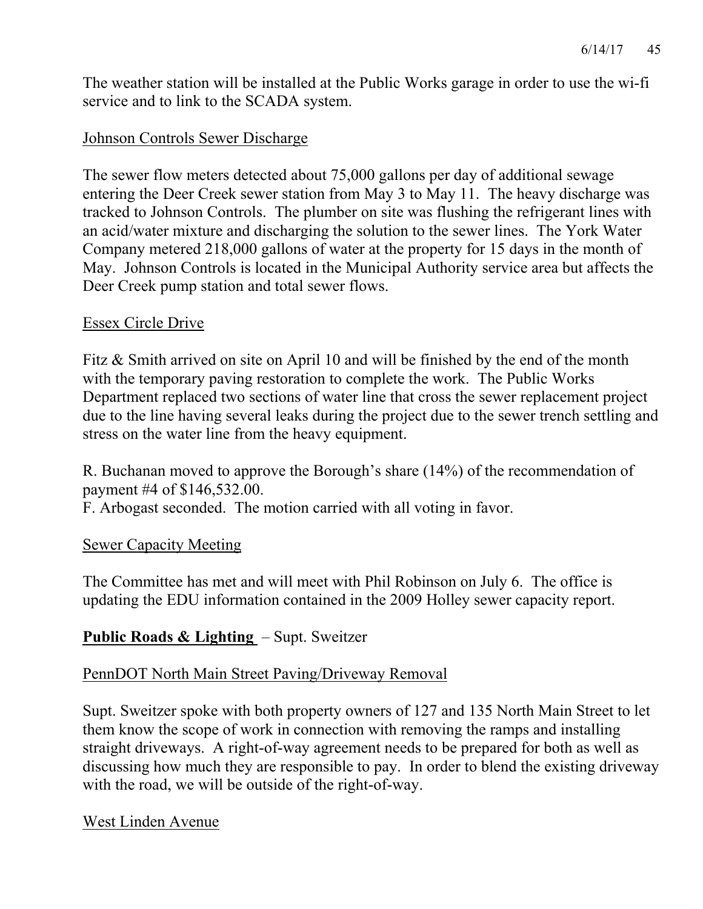The weather station will be installed at the Public Works garage in order to use the wi-fi service and to link to the SCADA system.

Johnson Controls Sewer Discharge

The sewer flow meters detected about 75,000 gallons per day of additional sewage entering the Deer Creek sewer station from May 3 to May 11. The heavy discharge was tracked to Johnson Controls. The plumber on site was flushing the refrigerant lines with an acid/water mixture and discharging the solution to the sewer lines. The York Water Company metered 218,000 gallons of water at the property for 15 days in the month of May. Johnson Controls is located in the Municipal Authority service area but affects the Deer Creek pump station and total sewer flows.

Essex Circle Drive

Fitz & Smith arrived on site on April 10 and will be finished by the end of the month with the temporary paving restoration to complete the work. The Public Works Department replaced two sections of water line that cross the sewer replacement project due to the line having several leaks during the project due to the sewer trench settling and stress on the water line from the heavy equipment.

R. Buchanan moved to approve the Borough's share (14%) of the recommendation of payment #4 of $146,532.00.
F. Arbogast seconded. The motion carried with all voting in favor.

Sewer Capacity Meeting

The Committee has met and will meet with Phil Robinson on July 6. The office is updating the EDU information contained in the 2009 Holley sewer capacity report.

**Public Roads & Lighting** – Supt. Sweitzer

PennDOT North Main Street Paving/Driveway Removal

Supt. Sweitzer spoke with both property owners of 127 and 135 North Main Street to let them know the scope of work in connection with removing the ramps and installing straight driveways. A right-of-way agreement needs to be prepared for both as well as discussing how much they are responsible to pay. In order to blend the existing driveway with the road, we will be outside of the right-of-way.

West Linden Avenue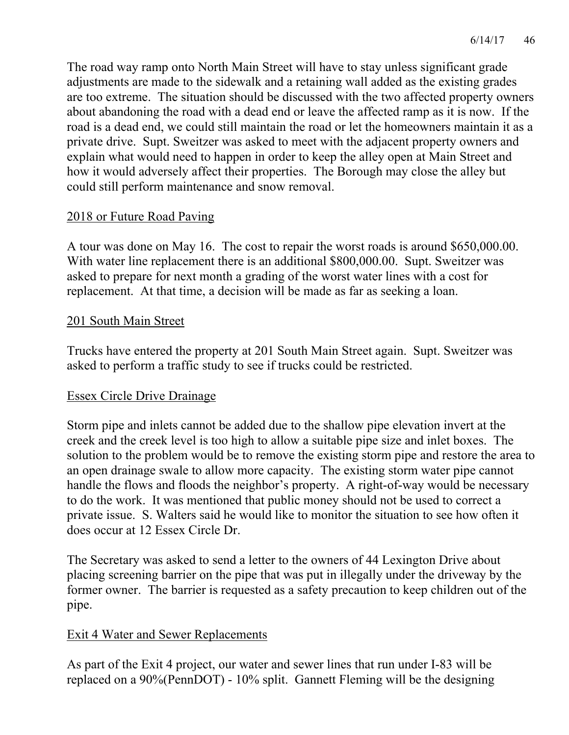The road way ramp onto North Main Street will have to stay unless significant grade adjustments are made to the sidewalk and a retaining wall added as the existing grades are too extreme. The situation should be discussed with the two affected property owners about abandoning the road with a dead end or leave the affected ramp as it is now. If the road is a dead end, we could still maintain the road or let the homeowners maintain it as a private drive. Supt. Sweitzer was asked to meet with the adjacent property owners and explain what would need to happen in order to keep the alley open at Main Street and how it would adversely affect their properties. The Borough may close the alley but could still perform maintenance and snow removal.

## 2018 or Future Road Paving

A tour was done on May 16. The cost to repair the worst roads is around $650,000.00. With water line replacement there is an additional $800,000.00. Supt. Sweitzer was asked to prepare for next month a grading of the worst water lines with a cost for replacement. At that time, a decision will be made as far as seeking a loan.

## 201 South Main Street

Trucks have entered the property at 201 South Main Street again. Supt. Sweitzer was asked to perform a traffic study to see if trucks could be restricted.

## Essex Circle Drive Drainage

Storm pipe and inlets cannot be added due to the shallow pipe elevation invert at the creek and the creek level is too high to allow a suitable pipe size and inlet boxes. The solution to the problem would be to remove the existing storm pipe and restore the area to an open drainage swale to allow more capacity. The existing storm water pipe cannot handle the flows and floods the neighbor's property. A right-of-way would be necessary to do the work. It was mentioned that public money should not be used to correct a private issue. S. Walters said he would like to monitor the situation to see how often it does occur at 12 Essex Circle Dr.

The Secretary was asked to send a letter to the owners of 44 Lexington Drive about placing screening barrier on the pipe that was put in illegally under the driveway by the former owner. The barrier is requested as a safety precaution to keep children out of the pipe.

## Exit 4 Water and Sewer Replacements

As part of the Exit 4 project, our water and sewer lines that run under I-83 will be replaced on a 90%(PennDOT) - 10% split. Gannett Fleming will be the designing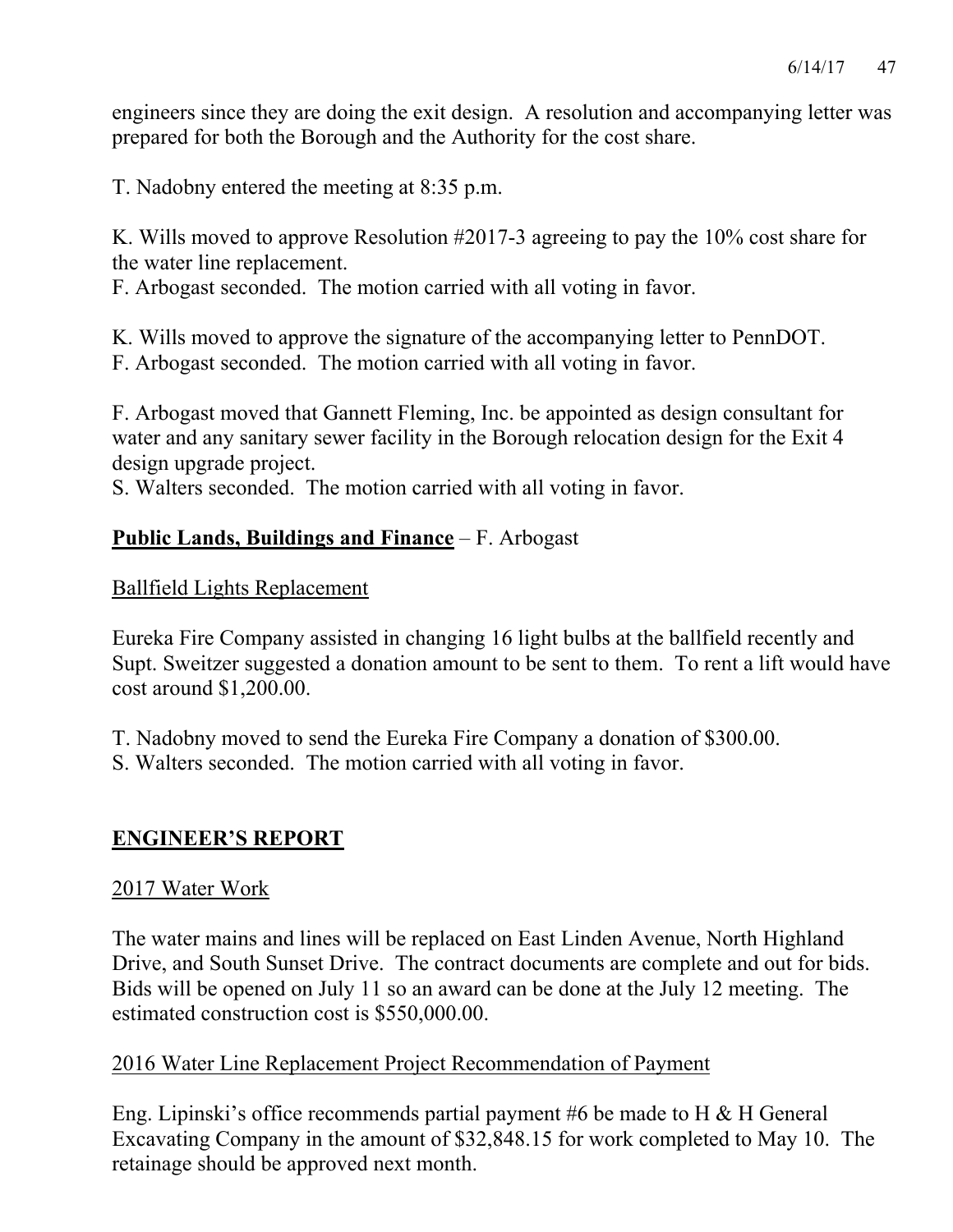engineers since they are doing the exit design. A resolution and accompanying letter was prepared for both the Borough and the Authority for the cost share.

T. Nadobny entered the meeting at 8:35 p.m.

K. Wills moved to approve Resolution #2017-3 agreeing to pay the 10% cost share for the water line replacement.
F. Arbogast seconded. The motion carried with all voting in favor.

K. Wills moved to approve the signature of the accompanying letter to PennDOT.
F. Arbogast seconded. The motion carried with all voting in favor.

F. Arbogast moved that Gannett Fleming, Inc. be appointed as design consultant for water and any sanitary sewer facility in the Borough relocation design for the Exit 4 design upgrade project.
S. Walters seconded. The motion carried with all voting in favor.

**Public Lands, Buildings and Finance** – F. Arbogast

Ballfield Lights Replacement

Eureka Fire Company assisted in changing 16 light bulbs at the ballfield recently and Supt. Sweitzer suggested a donation amount to be sent to them. To rent a lift would have cost around $1,200.00.

T. Nadobny moved to send the Eureka Fire Company a donation of $300.00.
S. Walters seconded. The motion carried with all voting in favor.

## ENGINEER'S REPORT

2017 Water Work

The water mains and lines will be replaced on East Linden Avenue, North Highland Drive, and South Sunset Drive. The contract documents are complete and out for bids. Bids will be opened on July 11 so an award can be done at the July 12 meeting. The estimated construction cost is $550,000.00.

2016 Water Line Replacement Project Recommendation of Payment

Eng. Lipinski's office recommends partial payment #6 be made to H & H General Excavating Company in the amount of $32,848.15 for work completed to May 10. The retainage should be approved next month.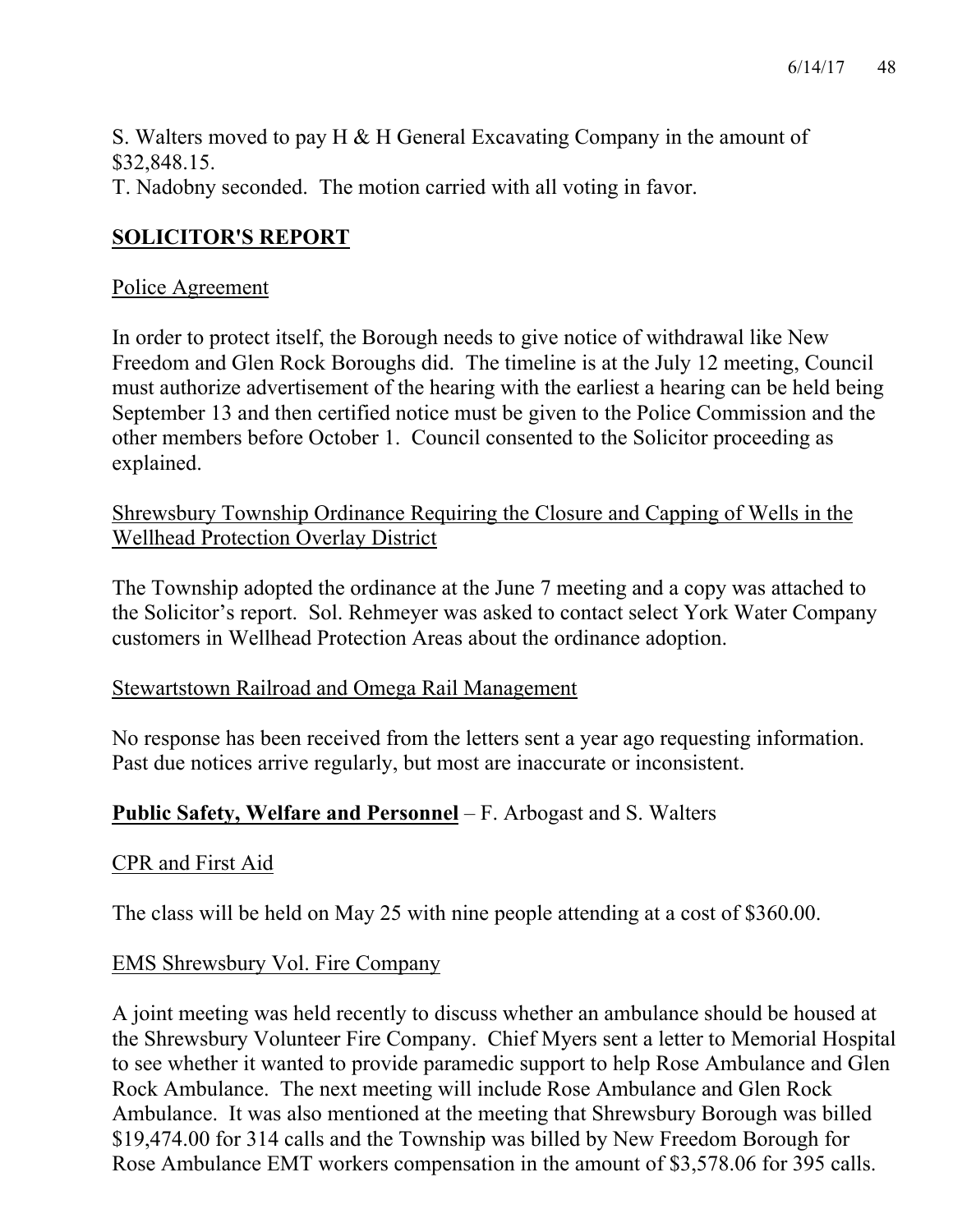S. Walters moved to pay H & H General Excavating Company in the amount of $32,848.15.
T. Nadobny seconded. The motion carried with all voting in favor.

## **SOLICITOR'S REPORT**

Police Agreement

In order to protect itself, the Borough needs to give notice of withdrawal like New Freedom and Glen Rock Boroughs did. The timeline is at the July 12 meeting, Council must authorize advertisement of the hearing with the earliest a hearing can be held being September 13 and then certified notice must be given to the Police Commission and the other members before October 1. Council consented to the Solicitor proceeding as explained.

Shrewsbury Township Ordinance Requiring the Closure and Capping of Wells in the Wellhead Protection Overlay District

The Township adopted the ordinance at the June 7 meeting and a copy was attached to the Solicitor's report. Sol. Rehmeyer was asked to contact select York Water Company customers in Wellhead Protection Areas about the ordinance adoption.

Stewartstown Railroad and Omega Rail Management

No response has been received from the letters sent a year ago requesting information. Past due notices arrive regularly, but most are inaccurate or inconsistent.

**Public Safety, Welfare and Personnel** – F. Arbogast and S. Walters

CPR and First Aid

The class will be held on May 25 with nine people attending at a cost of $360.00.

EMS Shrewsbury Vol. Fire Company

A joint meeting was held recently to discuss whether an ambulance should be housed at the Shrewsbury Volunteer Fire Company. Chief Myers sent a letter to Memorial Hospital to see whether it wanted to provide paramedic support to help Rose Ambulance and Glen Rock Ambulance. The next meeting will include Rose Ambulance and Glen Rock Ambulance. It was also mentioned at the meeting that Shrewsbury Borough was billed $19,474.00 for 314 calls and the Township was billed by New Freedom Borough for Rose Ambulance EMT workers compensation in the amount of $3,578.06 for 395 calls.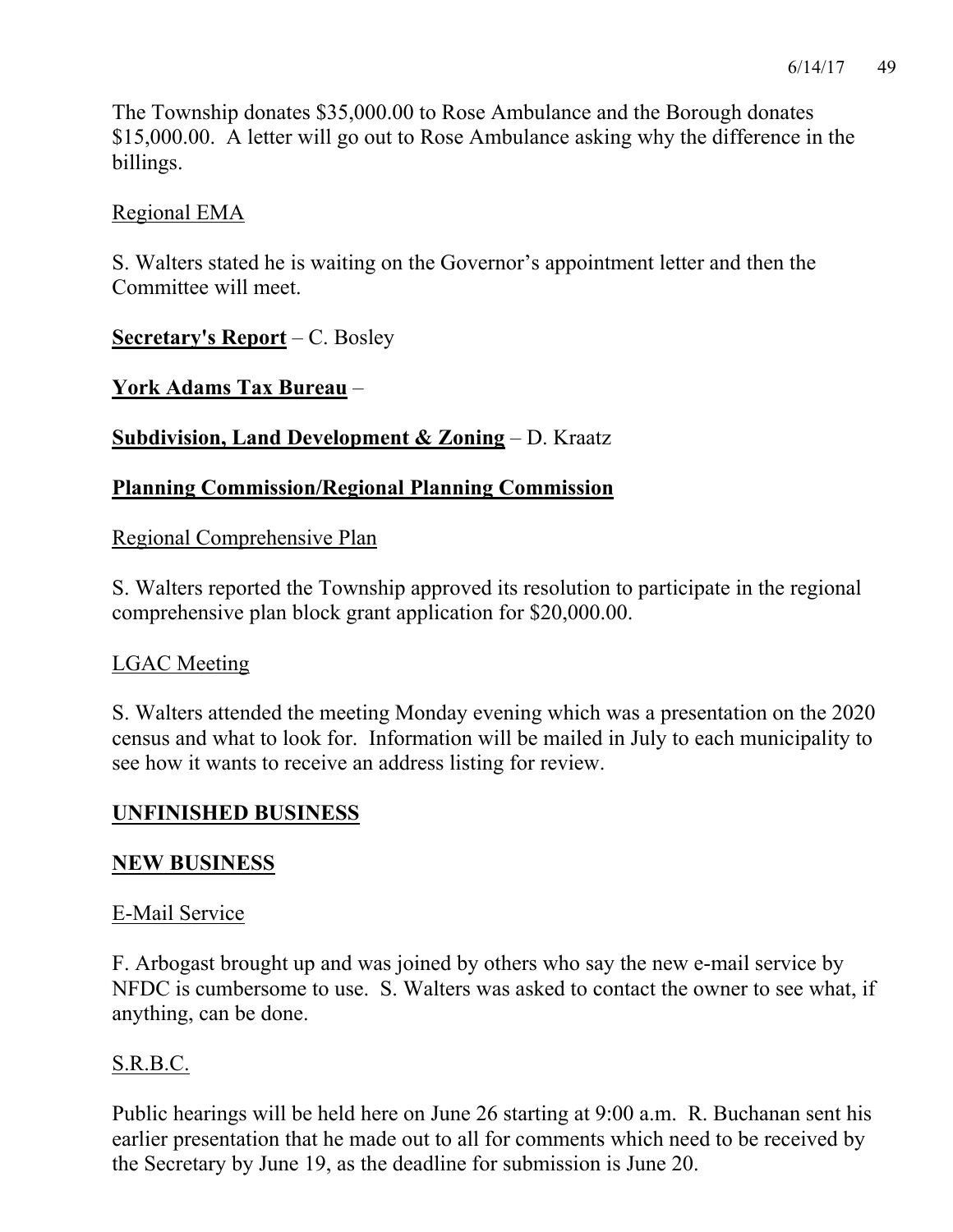The Township donates $35,000.00 to Rose Ambulance and the Borough donates $15,000.00. A letter will go out to Rose Ambulance asking why the difference in the billings.

<u>Regional EMA</u>

S. Walters stated he is waiting on the Governor's appointment letter and then the Committee will meet.

**<u>Secretary's Report</u>** – C. Bosley

**<u>York Adams Tax Bureau</u>** –

**<u>Subdivision, Land Development & Zoning</u>** – D. Kraatz

**<u>Planning Commission/Regional Planning Commission</u>**

<u>Regional Comprehensive Plan</u>

S. Walters reported the Township approved its resolution to participate in the regional comprehensive plan block grant application for $20,000.00.

<u>LGAC Meeting</u>

S. Walters attended the meeting Monday evening which was a presentation on the 2020 census and what to look for. Information will be mailed in July to each municipality to see how it wants to receive an address listing for review.

**<u>UNFINISHED BUSINESS</u>**

**<u>NEW BUSINESS</u>**

<u>E-Mail Service</u>

F. Arbogast brought up and was joined by others who say the new e-mail service by NFDC is cumbersome to use. S. Walters was asked to contact the owner to see what, if anything, can be done.

<u>S.R.B.C.</u>

Public hearings will be held here on June 26 starting at 9:00 a.m. R. Buchanan sent his earlier presentation that he made out to all for comments which need to be received by the Secretary by June 19, as the deadline for submission is June 20.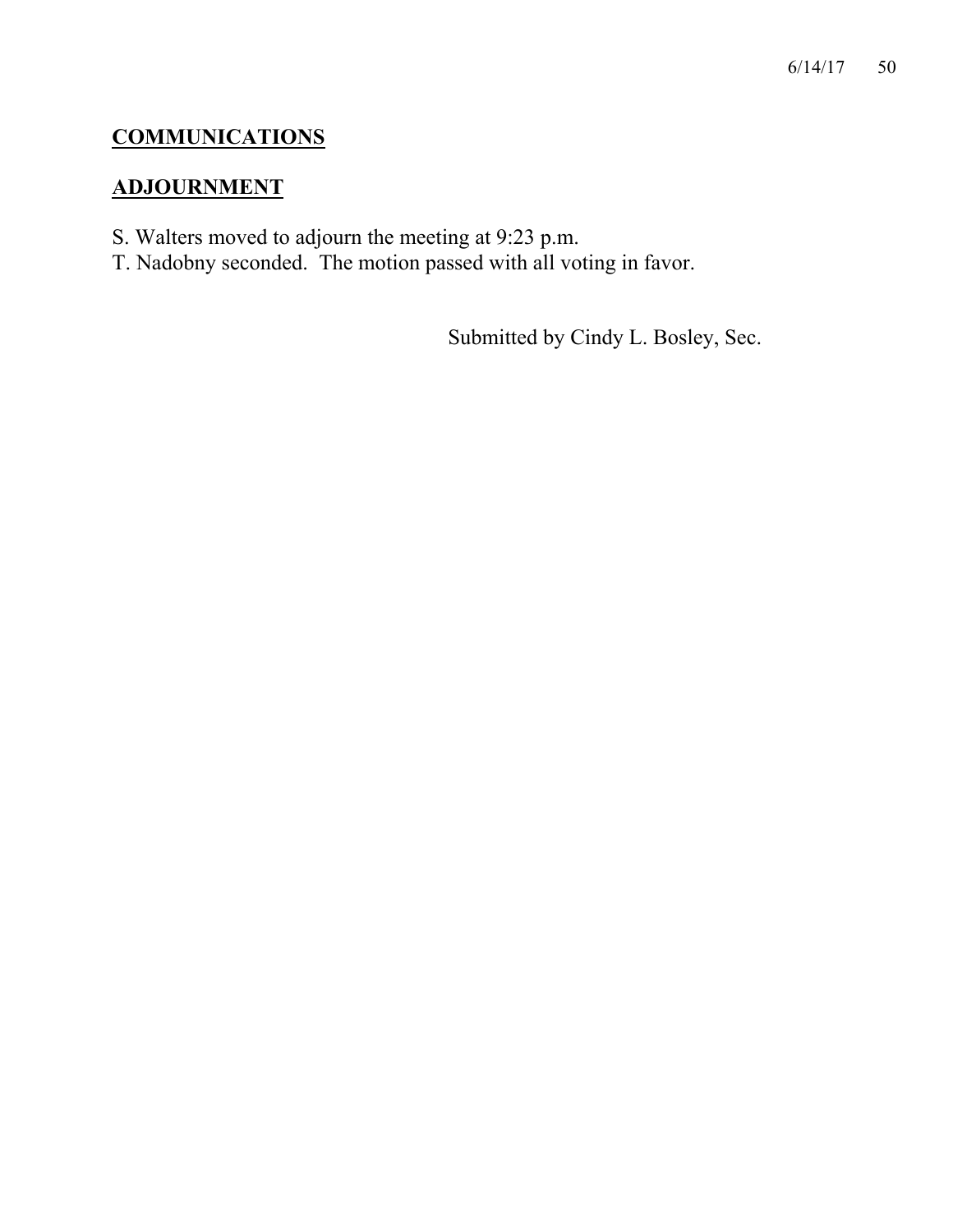## **COMMUNICATIONS**

## **ADJOURNMENT**

S. Walters moved to adjourn the meeting at 9:23 p.m.
T. Nadobny seconded. The motion passed with all voting in favor.

Submitted by Cindy L. Bosley, Sec.